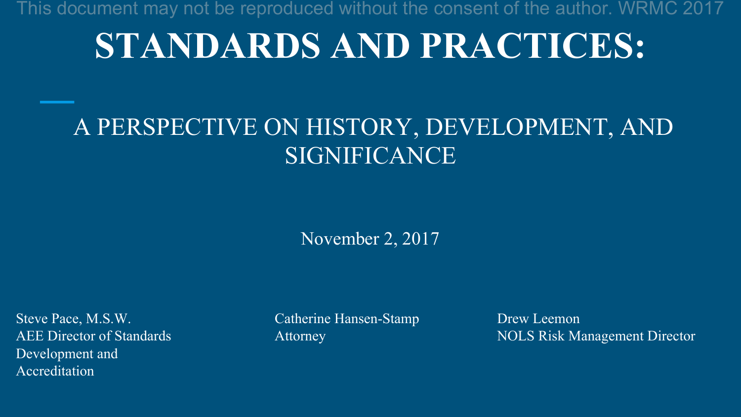This document may not be reproduced without the consent of the author. WRMC 2017

# STANDARDS AND PRACTICES:

## A PERSPECTIVE ON HISTORY, DEVELOPMENT, AND SIGNIFICANCE

November 2, 2017

Steve Pace, M.S.W.
AEE Director of Standards Development and Accreditation

Catherine Hansen-Stamp
Attorney

Drew Leemon
NOLS Risk Management Director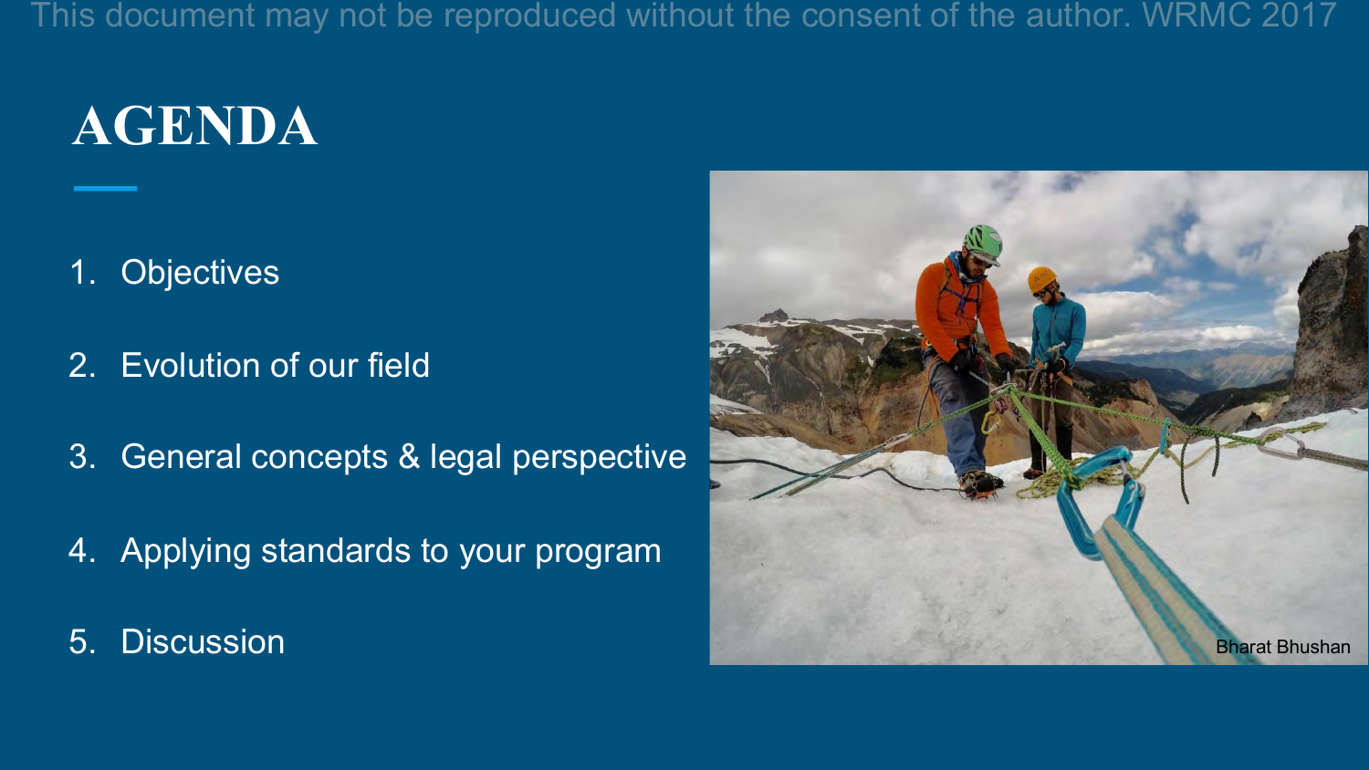# AGENDA

1. Objectives
2. Evolution of our field
3. General concepts & legal perspective
4. Applying standards to your program
5. Discussion

Bharat Bhushan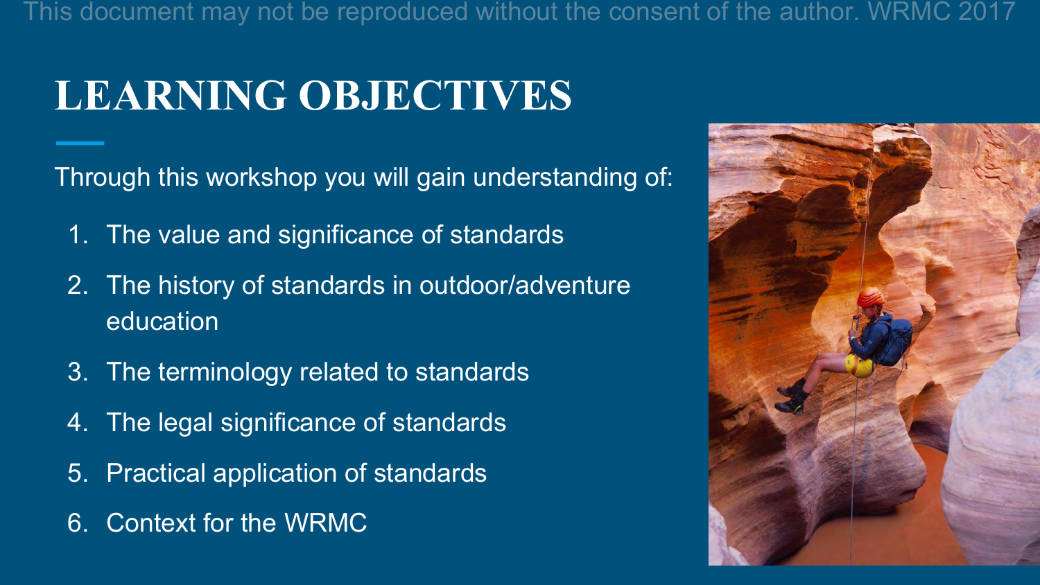# LEARNING OBJECTIVES

Through this workshop you will gain understanding of:

1. The value and significance of standards
2. The history of standards in outdoor/adventure education
3. The terminology related to standards
4. The legal significance of standards
5. Practical application of standards
6. Context for the WRMC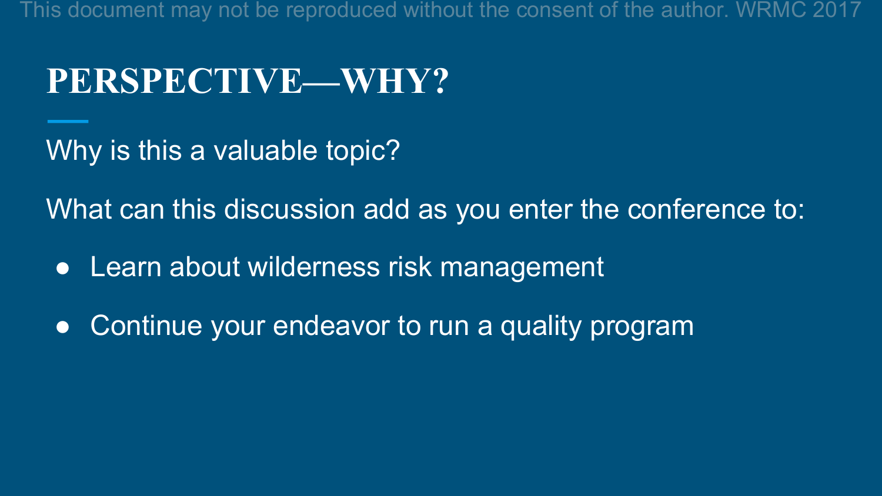# PERSPECTIVE—WHY?

Why is this a valuable topic?

What can this discussion add as you enter the conference to:

- Learn about wilderness risk management
- Continue your endeavor to run a quality program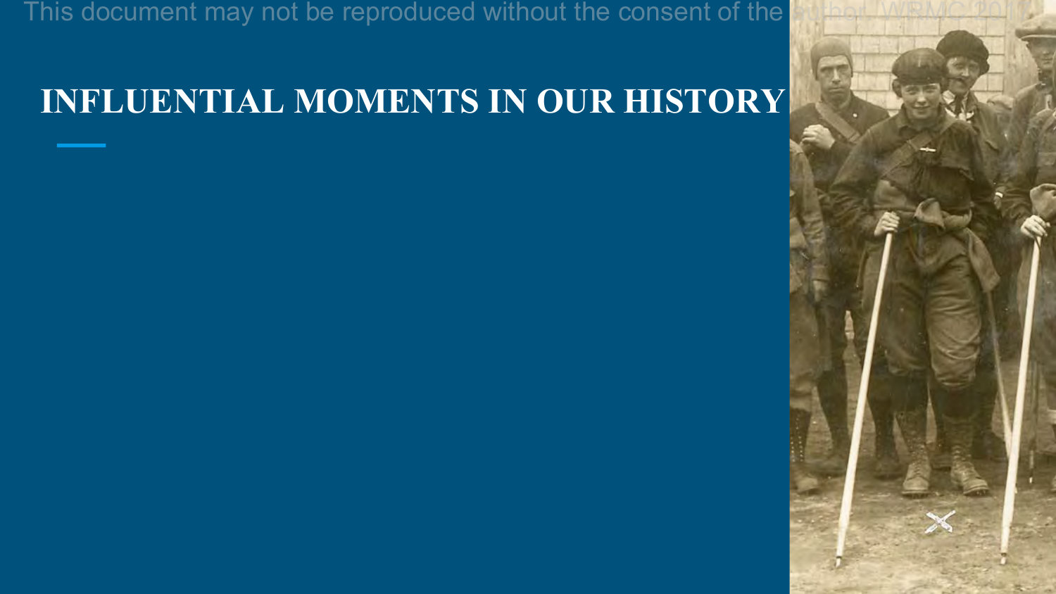# INFLUENTIAL MOMENTS IN OUR HISTORY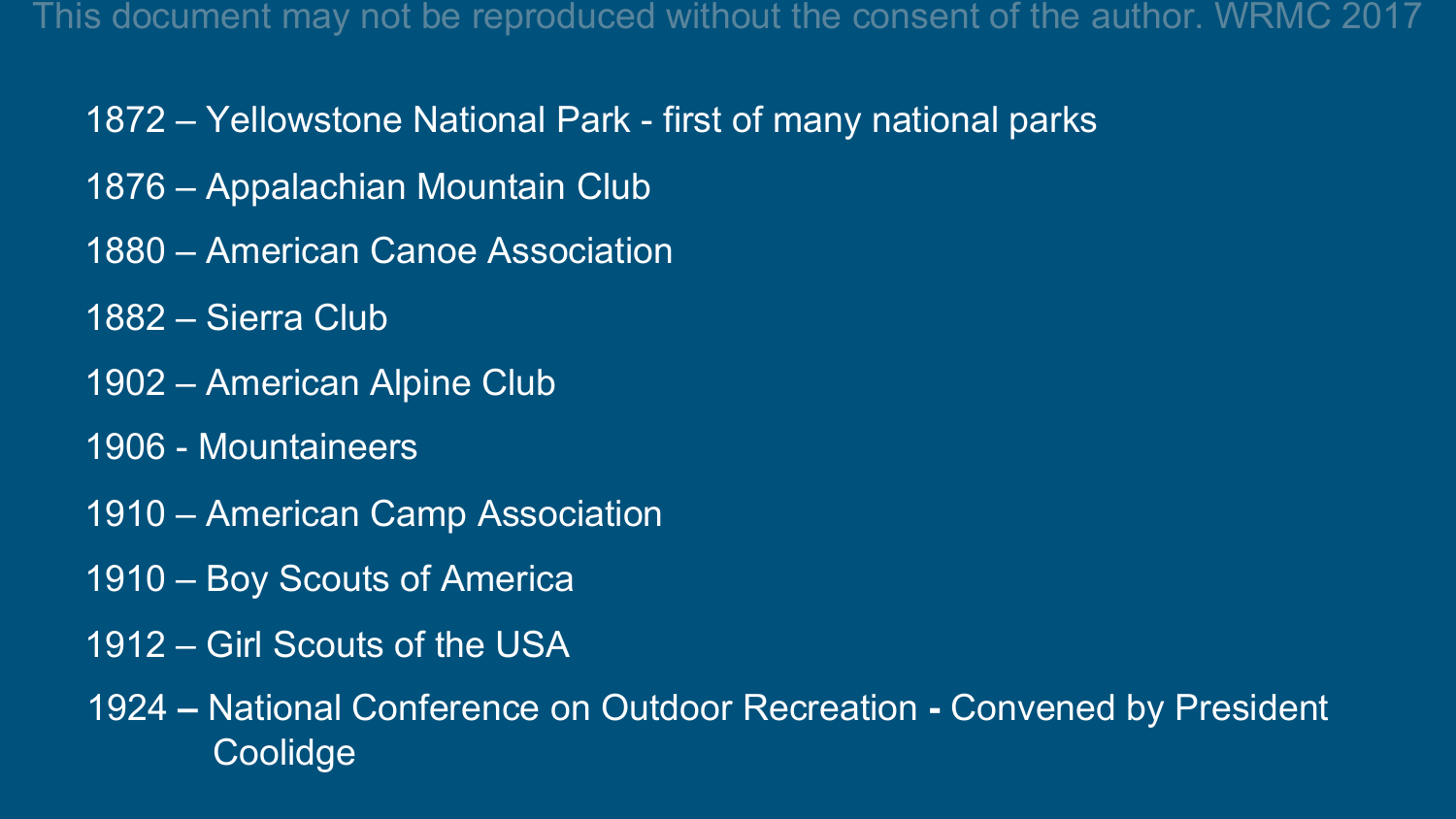1872 – Yellowstone National Park - first of many national parks

1876 – Appalachian Mountain Club

1880 – American Canoe Association

1882 – Sierra Club

1902 – American Alpine Club

1906 - Mountaineers

1910 – American Camp Association

1910 – Boy Scouts of America

1912 – Girl Scouts of the USA

1924 – National Conference on Outdoor Recreation - Convened by President Coolidge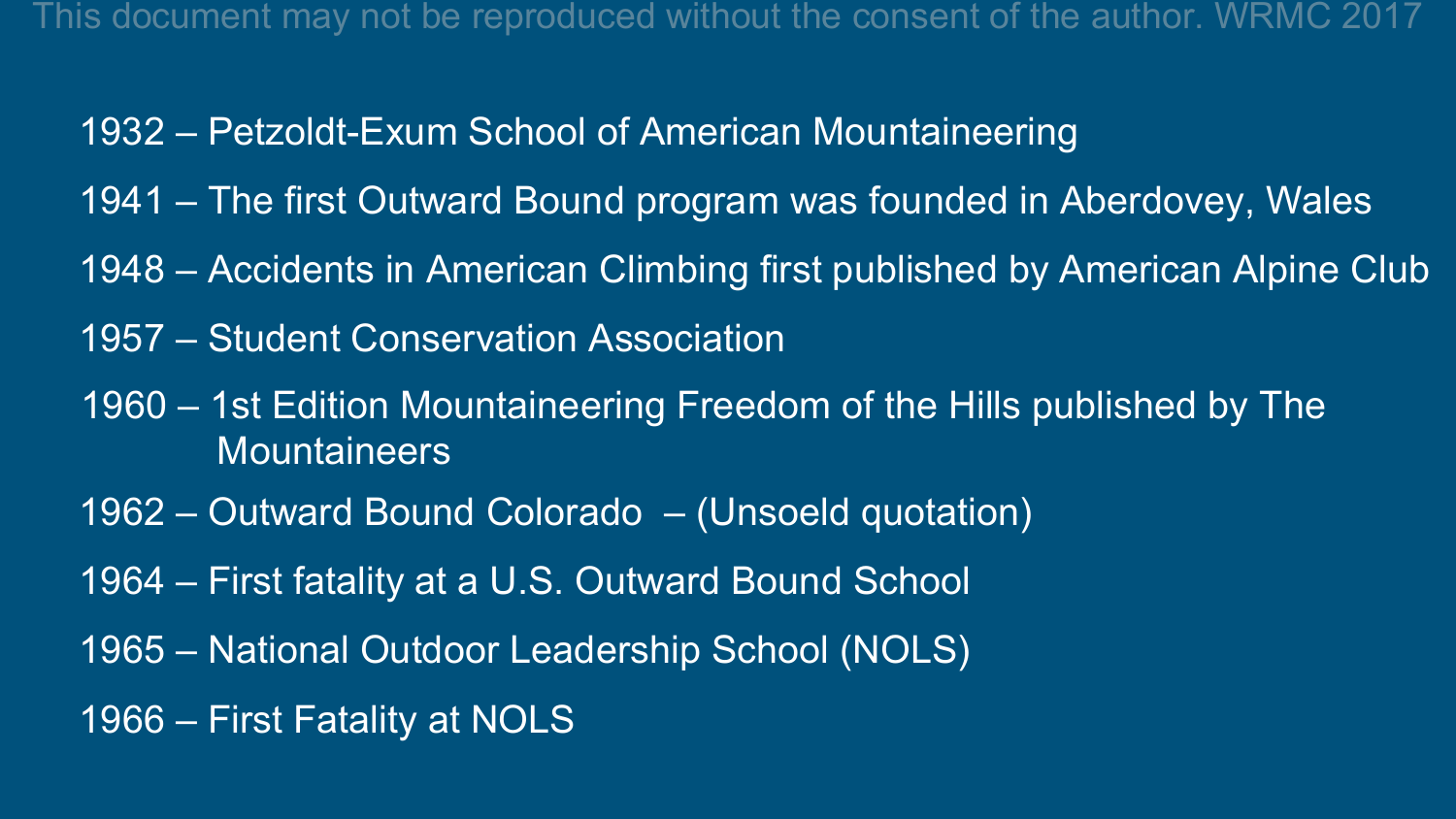- 1932 – Petzoldt-Exum School of American Mountaineering
- 1941 – The first Outward Bound program was founded in Aberdovey, Wales
- 1948 – Accidents in American Climbing first published by American Alpine Club
- 1957 – Student Conservation Association
- 1960 – 1st Edition Mountaineering Freedom of the Hills published by The Mountaineers
- 1962 – Outward Bound Colorado – (Unsoeld quotation)
- 1964 – First fatality at a U.S. Outward Bound School
- 1965 – National Outdoor Leadership School (NOLS)
- 1966 – First Fatality at NOLS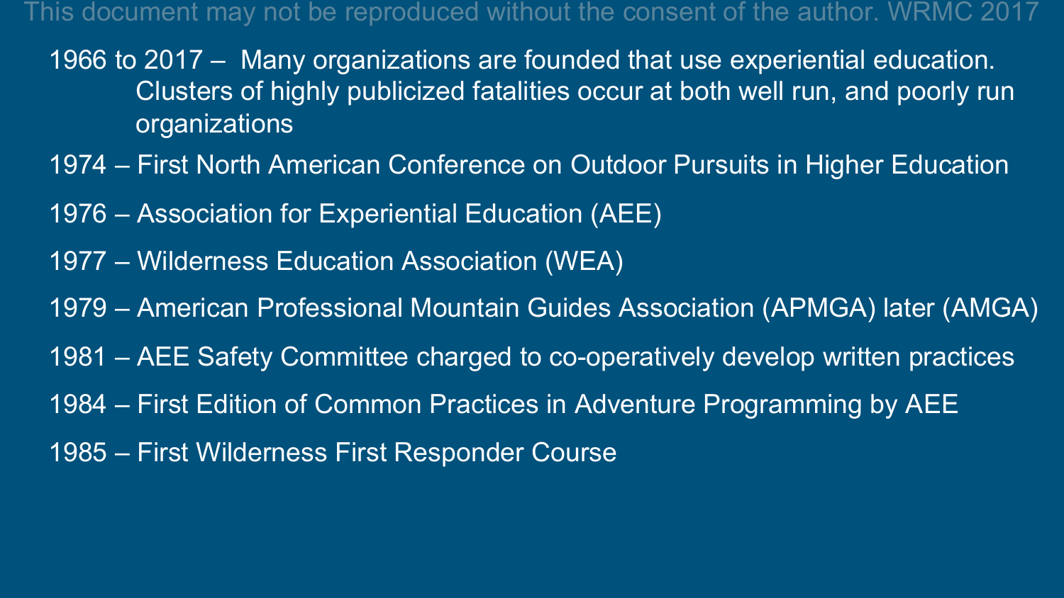1966 to 2017 – Many organizations are founded that use experiential education. Clusters of highly publicized fatalities occur at both well run, and poorly run organizations

1974 – First North American Conference on Outdoor Pursuits in Higher Education

1976 – Association for Experiential Education (AEE)

1977 – Wilderness Education Association (WEA)

1979 – American Professional Mountain Guides Association (APMGA) later (AMGA)

1981 – AEE Safety Committee charged to co-operatively develop written practices

1984 – First Edition of Common Practices in Adventure Programming by AEE

1985 – First Wilderness First Responder Course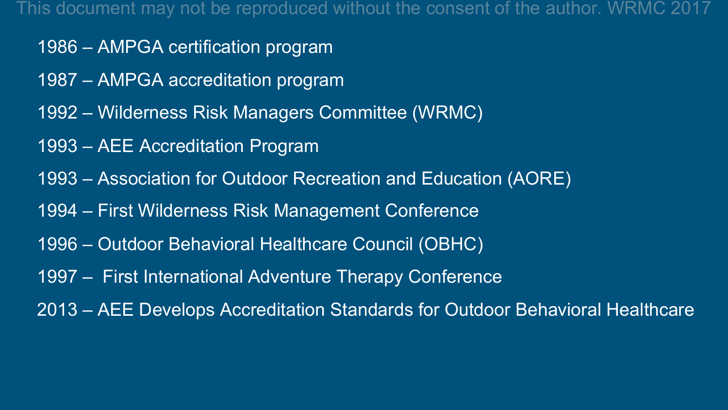- 1986 – AMPGA certification program
- 1987 – AMPGA accreditation program
- 1992 – Wilderness Risk Managers Committee (WRMC)
- 1993 – AEE Accreditation Program
- 1993 – Association for Outdoor Recreation and Education (AORE)
- 1994 – First Wilderness Risk Management Conference
- 1996 – Outdoor Behavioral Healthcare Council (OBHC)
- 1997 – First International Adventure Therapy Conference
- 2013 – AEE Develops Accreditation Standards for Outdoor Behavioral Healthcare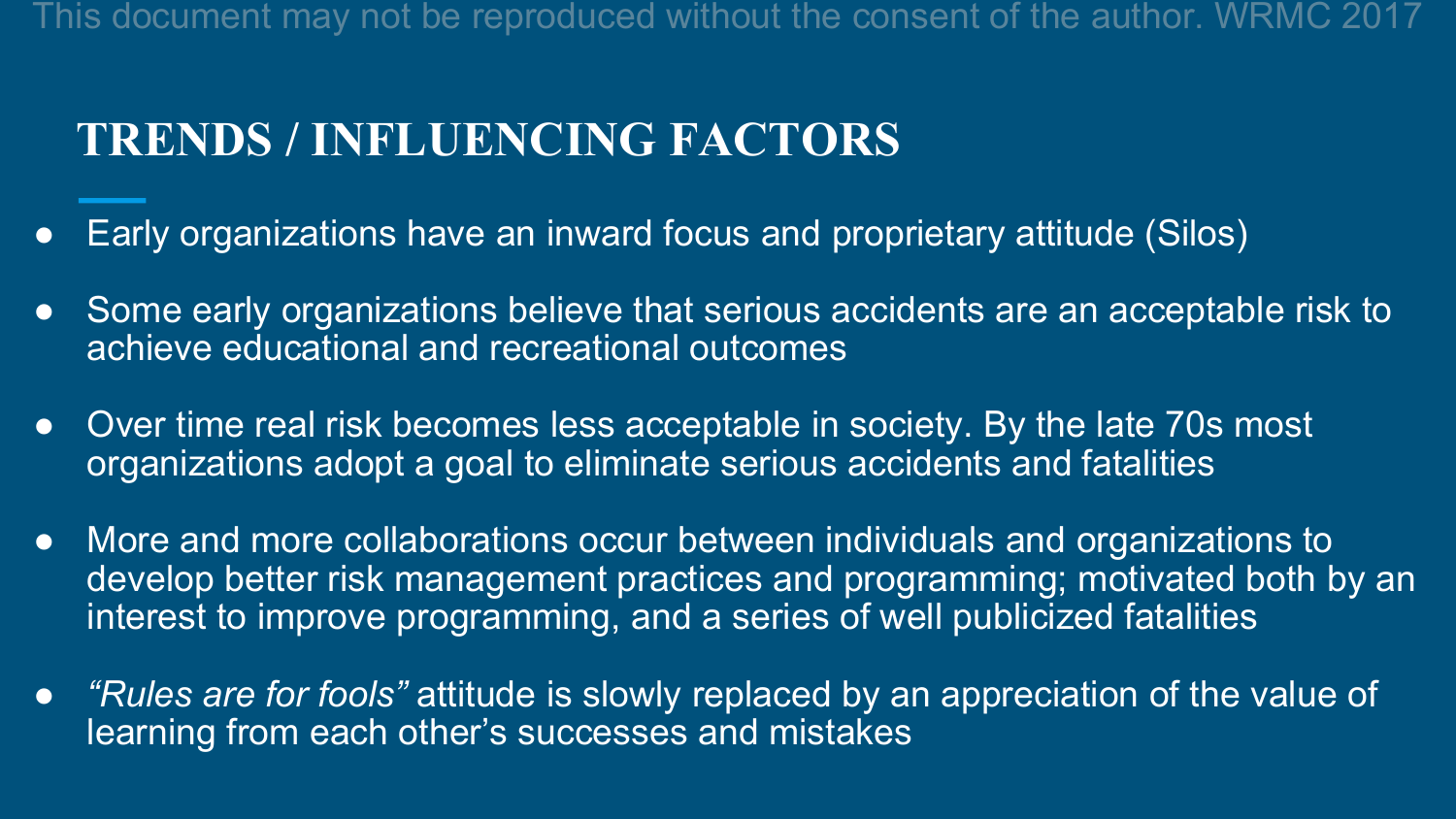## TRENDS / INFLUENCING FACTORS

- Early organizations have an inward focus and proprietary attitude (Silos)
- Some early organizations believe that serious accidents are an acceptable risk to achieve educational and recreational outcomes
- Over time real risk becomes less acceptable in society. By the late 70s most organizations adopt a goal to eliminate serious accidents and fatalities
- More and more collaborations occur between individuals and organizations to develop better risk management practices and programming; motivated both by an interest to improve programming, and a series of well publicized fatalities
- *"Rules are for fools"* attitude is slowly replaced by an appreciation of the value of learning from each other's successes and mistakes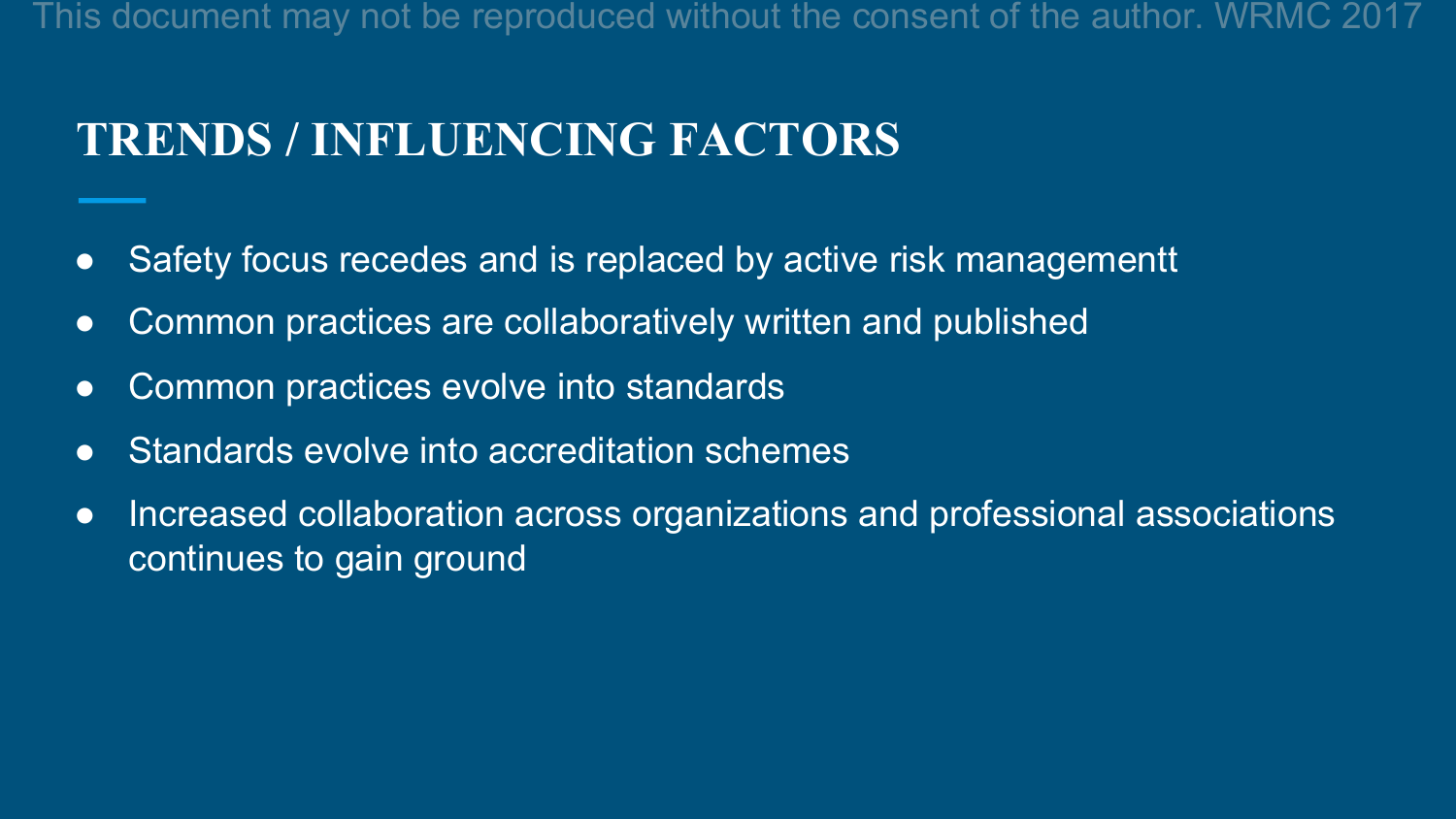## TRENDS / INFLUENCING FACTORS

- Safety focus recedes and is replaced by active risk managementt
- Common practices are collaboratively written and published
- Common practices evolve into standards
- Standards evolve into accreditation schemes
- Increased collaboration across organizations and professional associations continues to gain ground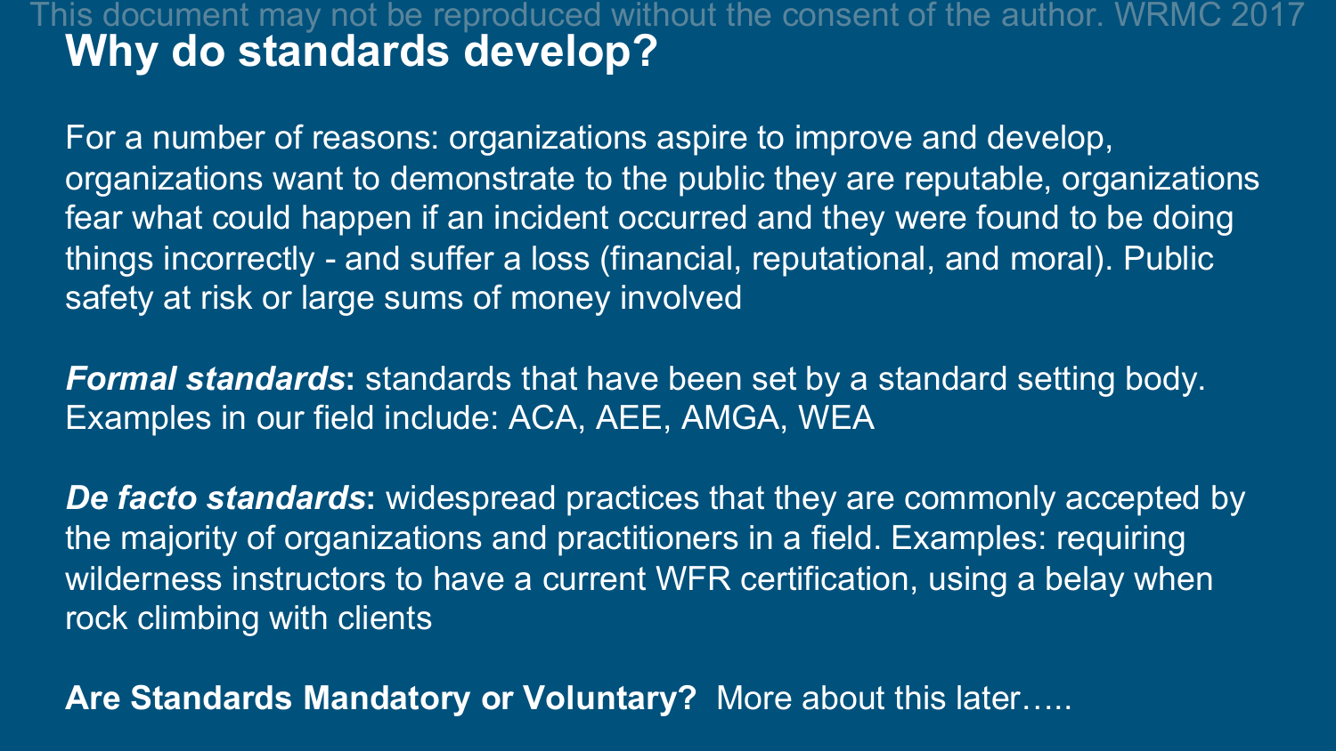# Why do standards develop?

For a number of reasons: organizations aspire to improve and develop, organizations want to demonstrate to the public they are reputable, organizations fear what could happen if an incident occurred and they were found to be doing things incorrectly - and suffer a loss (financial, reputational, and moral). Public safety at risk or large sums of money involved

***Formal standards*:** standards that have been set by a standard setting body. Examples in our field include: ACA, AEE, AMGA, WEA

***De facto standards*:** widespread practices that they are commonly accepted by the majority of organizations and practitioners in a field. Examples: requiring wilderness instructors to have a current WFR certification, using a belay when rock climbing with clients

**Are Standards Mandatory or Voluntary?** More about this later…..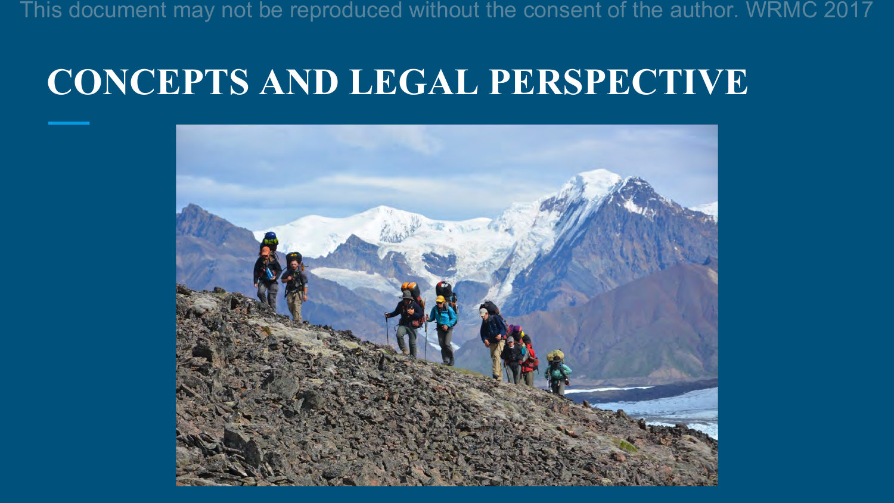# CONCEPTS AND LEGAL PERSPECTIVE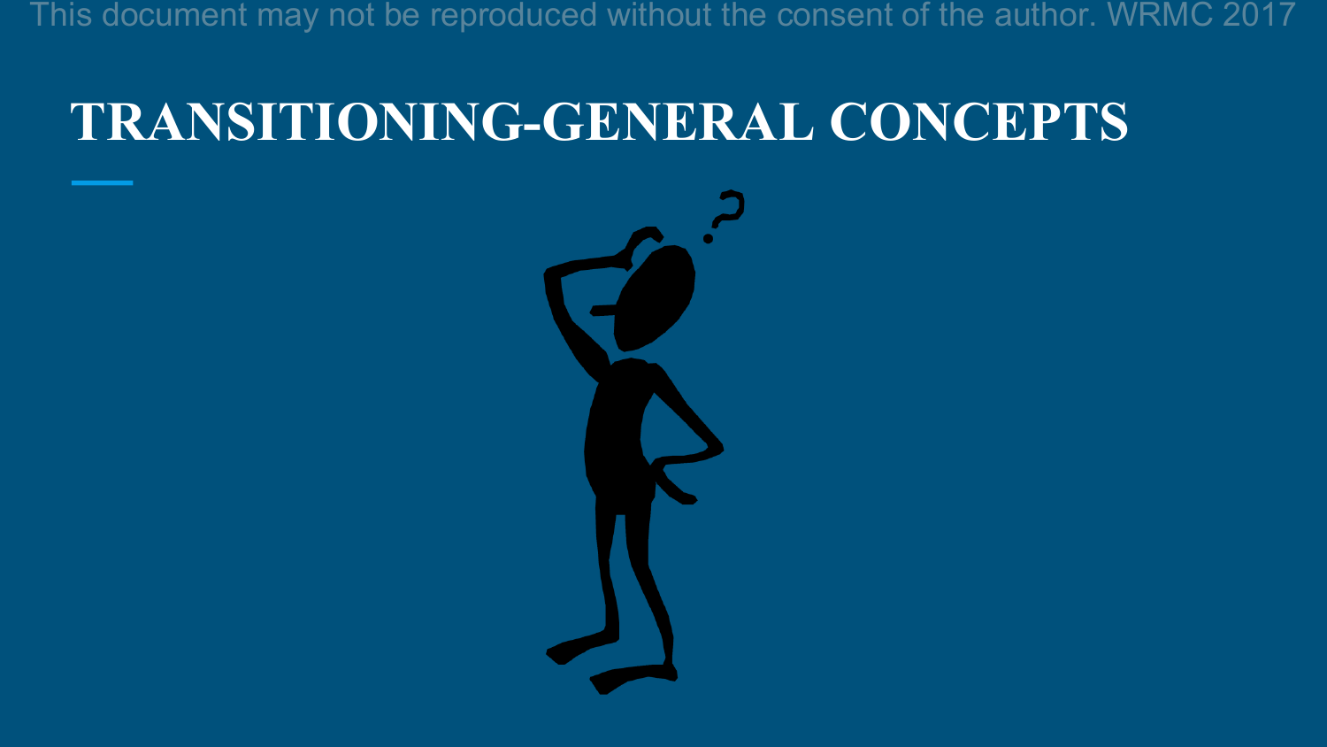# TRANSITIONING-GENERAL CONCEPTS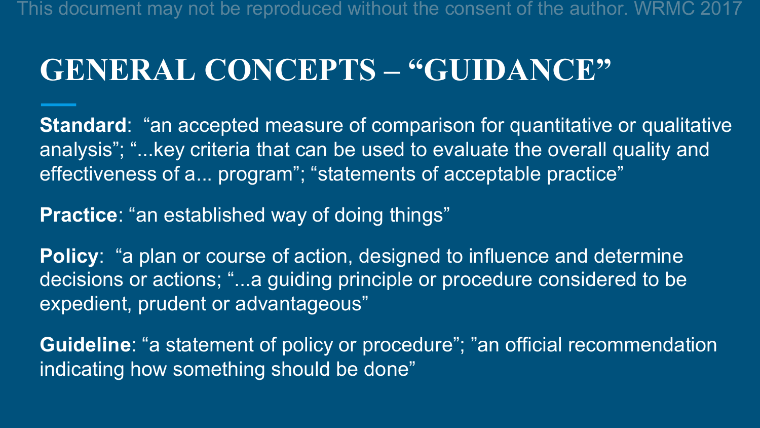# GENERAL CONCEPTS – "GUIDANCE"

**Standard**: "an accepted measure of comparison for quantitative or qualitative analysis"; "...key criteria that can be used to evaluate the overall quality and effectiveness of a... program"; "statements of acceptable practice"

**Practice**: "an established way of doing things"

**Policy**: "a plan or course of action, designed to influence and determine decisions or actions; "...a guiding principle or procedure considered to be expedient, prudent or advantageous"

**Guideline**: "a statement of policy or procedure"; "an official recommendation indicating how something should be done"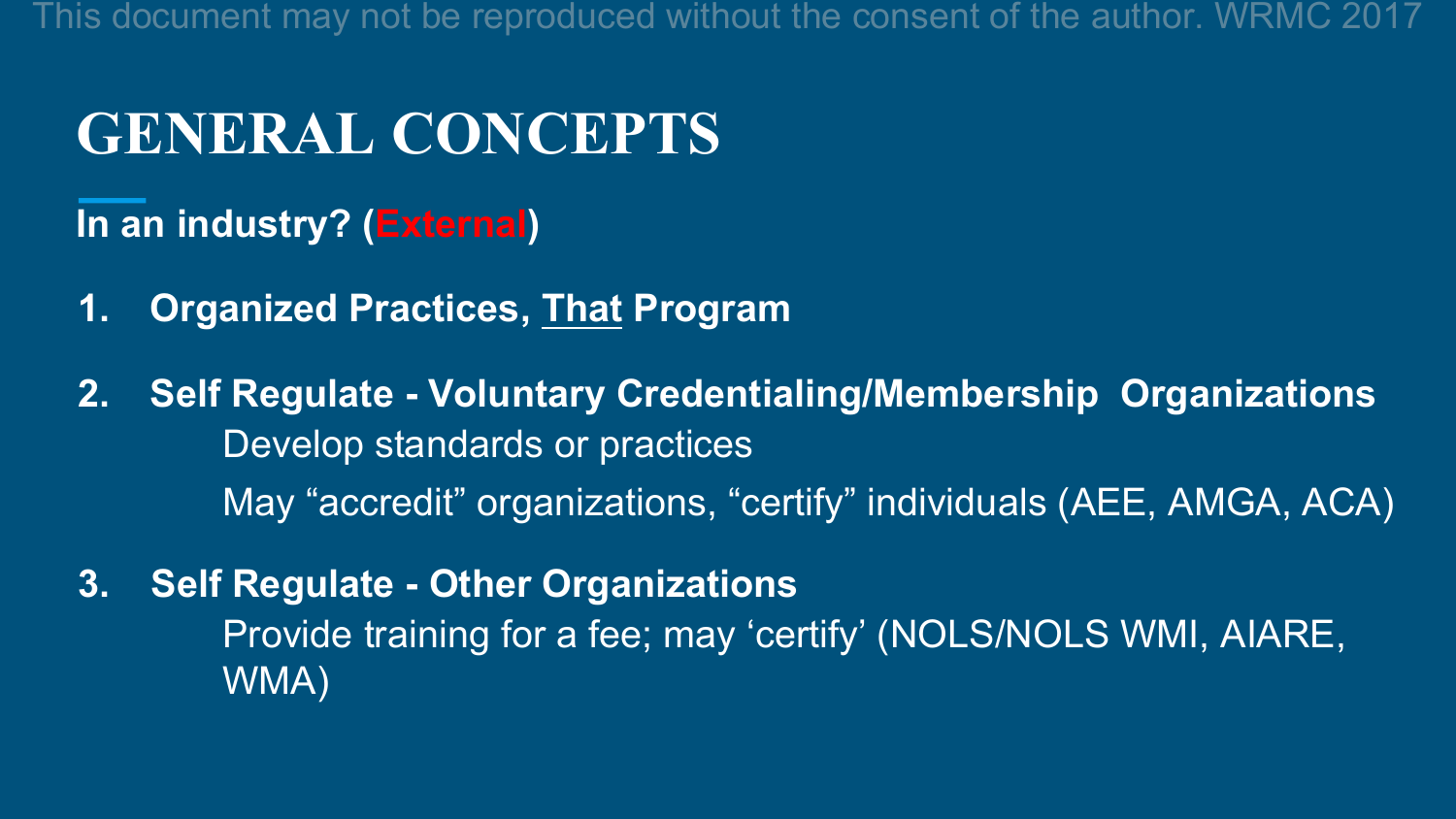# GENERAL CONCEPTS

**In an industry? (External)**

1. **Organized Practices, That Program**

2. **Self Regulate - Voluntary Credentialing/Membership Organizations**

   Develop standards or practices

   May "accredit" organizations, "certify" individuals (AEE, AMGA, ACA)

3. **Self Regulate - Other Organizations**

   Provide training for a fee; may 'certify' (NOLS/NOLS WMI, AIARE, WMA)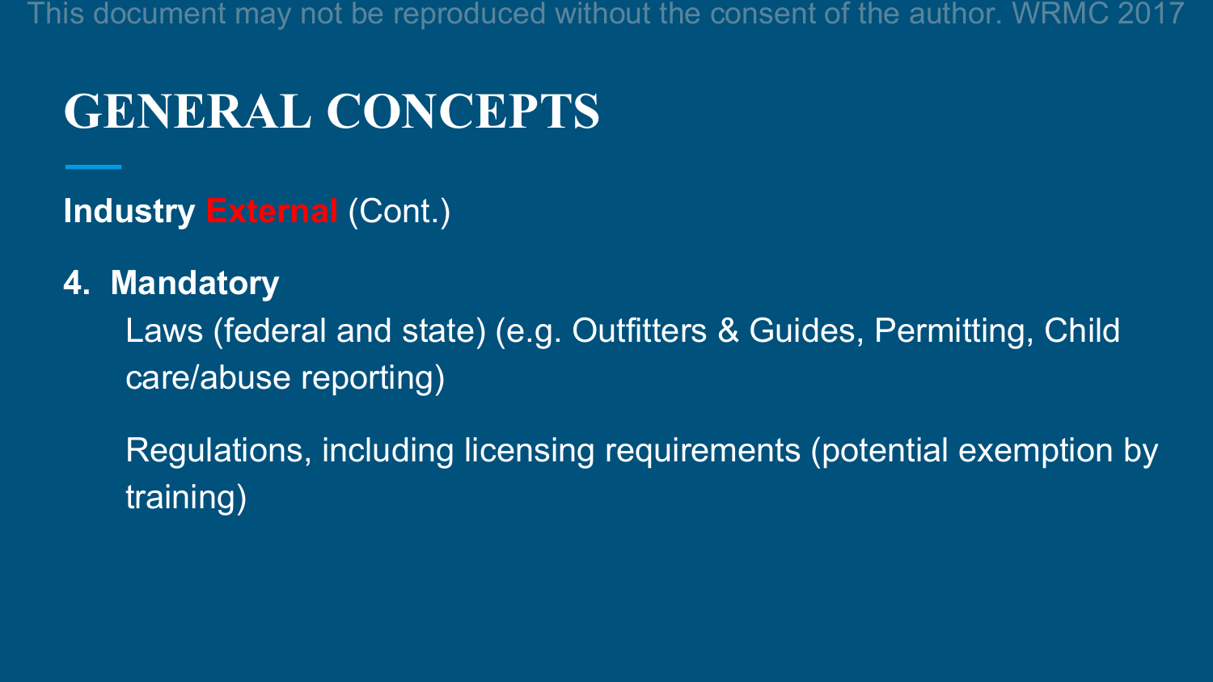# GENERAL CONCEPTS

**Industry External** (Cont.)

**4. Mandatory**

Laws (federal and state) (e.g. Outfitters & Guides, Permitting, Child care/abuse reporting)

Regulations, including licensing requirements (potential exemption by training)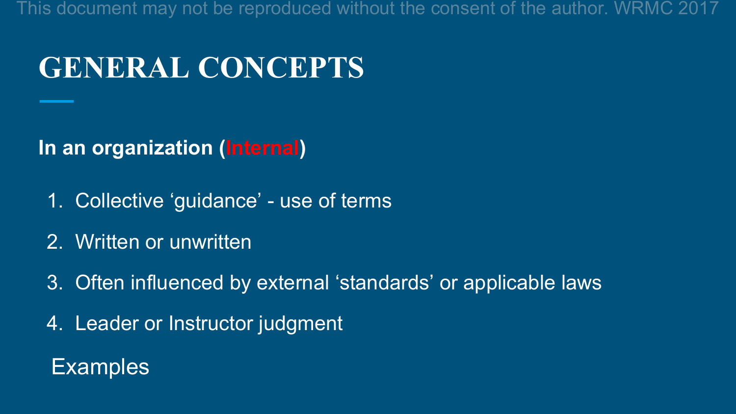# GENERAL CONCEPTS

**In an organization (Internal)**

1. Collective 'guidance' - use of terms
2. Written or unwritten
3. Often influenced by external 'standards' or applicable laws
4. Leader or Instructor judgment

Examples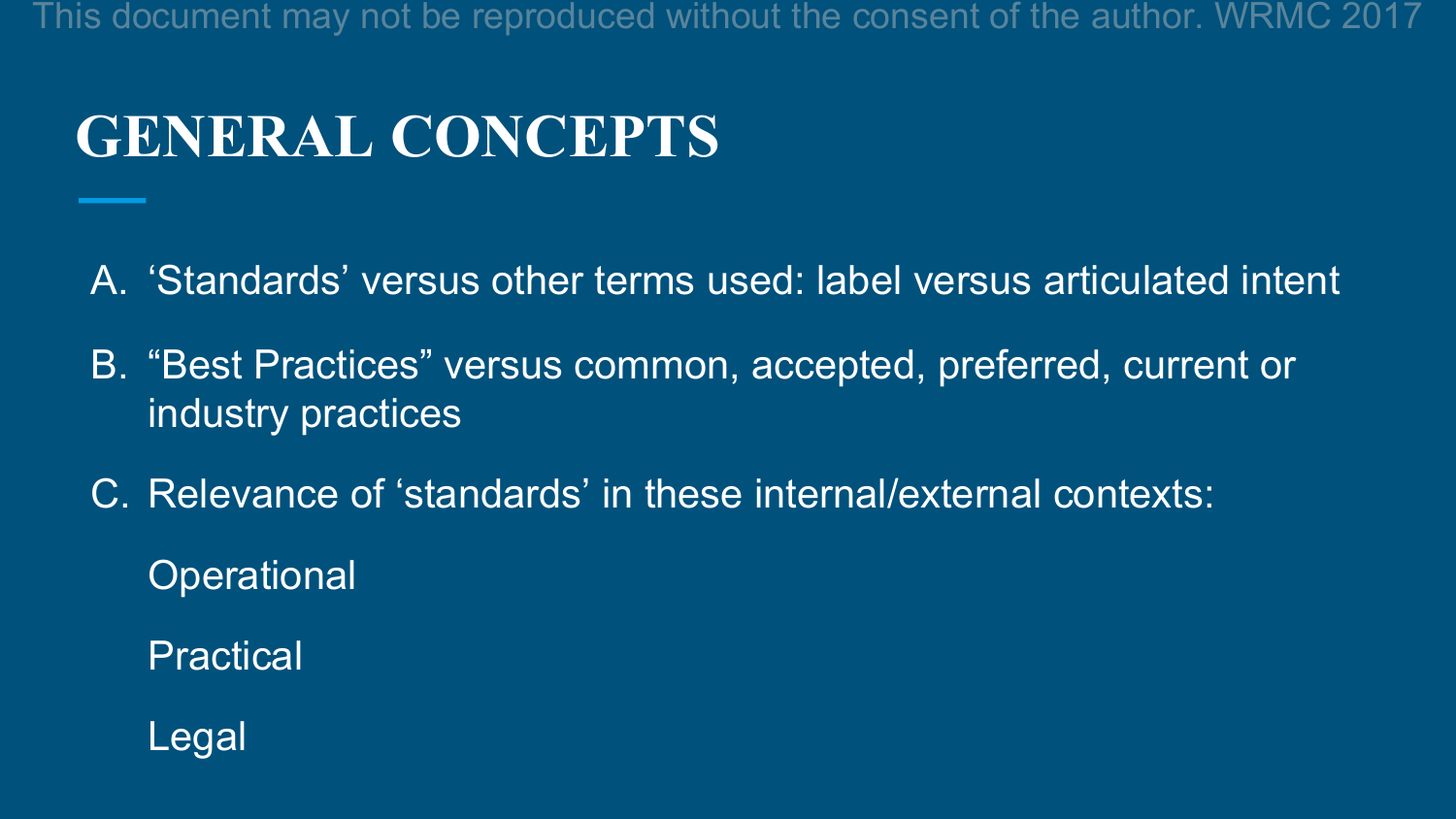# GENERAL CONCEPTS

A. 'Standards' versus other terms used: label versus articulated intent

B. "Best Practices" versus common, accepted, preferred, current or industry practices

C. Relevance of 'standards' in these internal/external contexts:

   Operational

   Practical

   Legal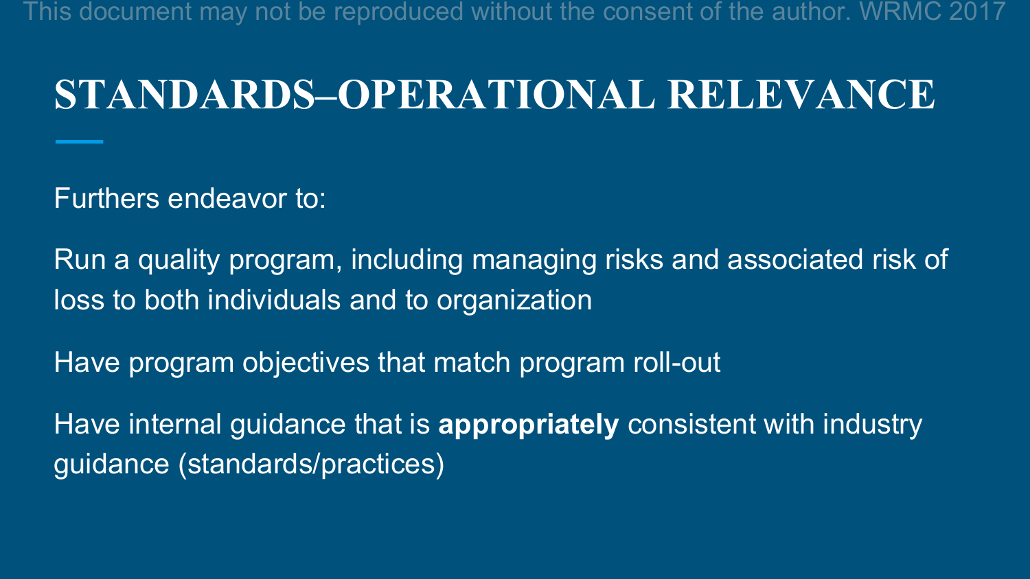# STANDARDS–OPERATIONAL RELEVANCE

Furthers endeavor to:

Run a quality program, including managing risks and associated risk of loss to both individuals and to organization

Have program objectives that match program roll-out

Have internal guidance that is **appropriately** consistent with industry guidance (standards/practices)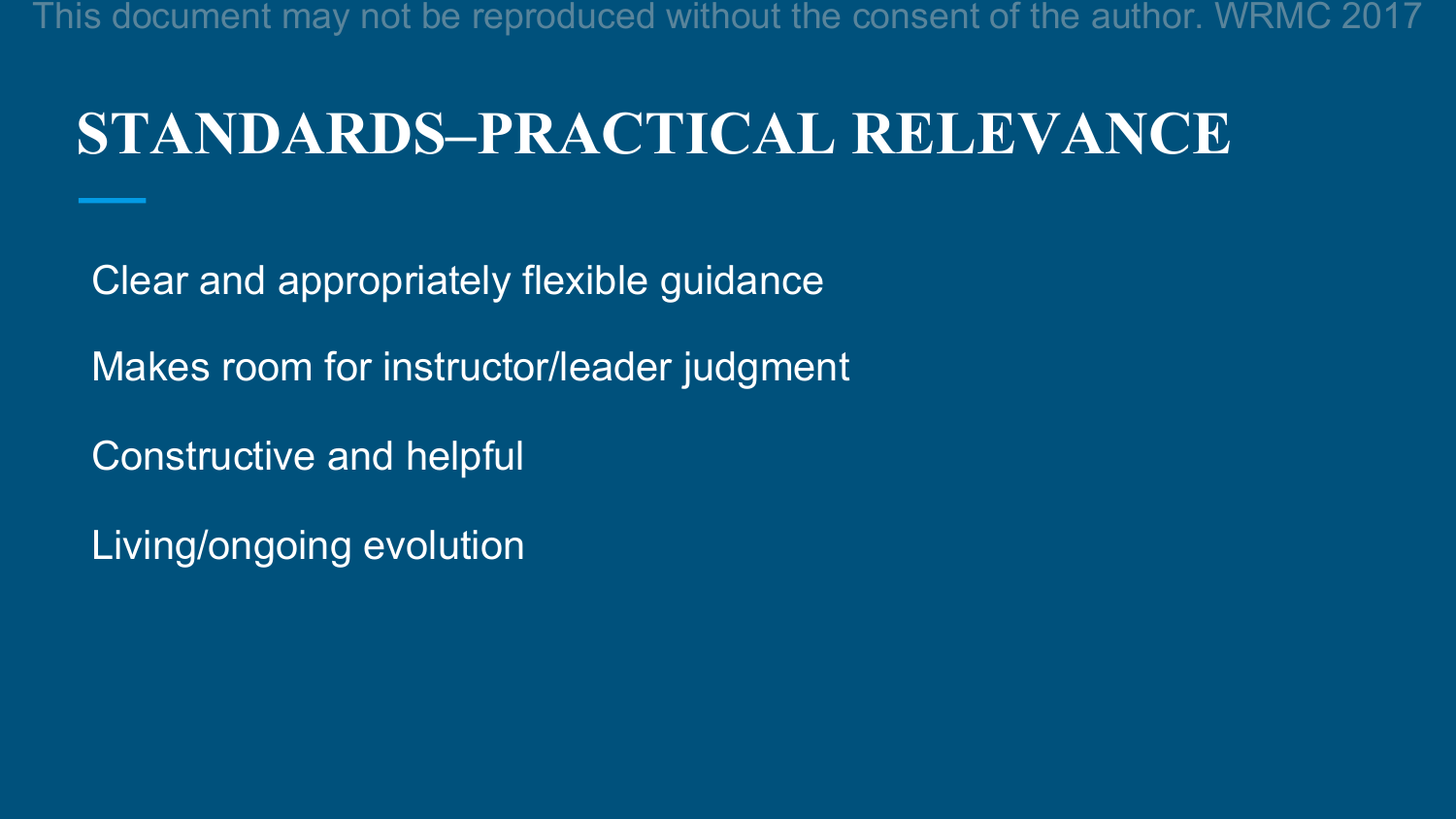# STANDARDS–PRACTICAL RELEVANCE

Clear and appropriately flexible guidance

Makes room for instructor/leader judgment

Constructive and helpful

Living/ongoing evolution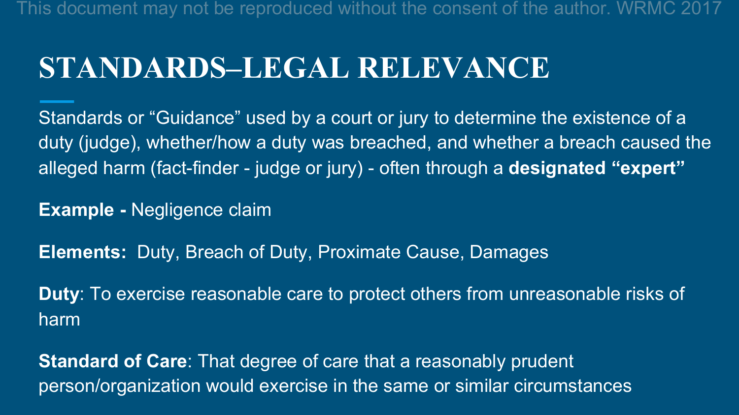# STANDARDS–LEGAL RELEVANCE

Standards or "Guidance" used by a court or jury to determine the existence of a duty (judge), whether/how a duty was breached, and whether a breach caused the alleged harm (fact-finder - judge or jury) - often through a **designated "expert"**

**Example -** Negligence claim

**Elements:** Duty, Breach of Duty, Proximate Cause, Damages

**Duty**: To exercise reasonable care to protect others from unreasonable risks of harm

**Standard of Care**: That degree of care that a reasonably prudent person/organization would exercise in the same or similar circumstances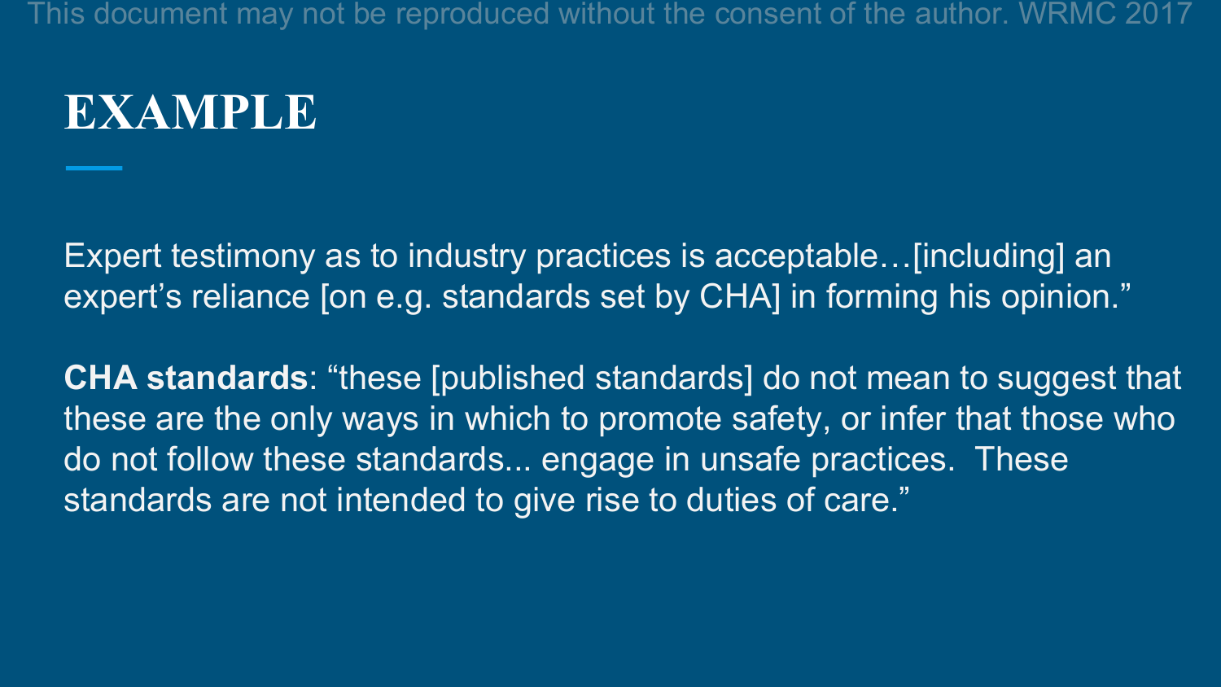# EXAMPLE

Expert testimony as to industry practices is acceptable…[including] an expert's reliance [on e.g. standards set by CHA] in forming his opinion."

**CHA standards**: "these [published standards] do not mean to suggest that these are the only ways in which to promote safety, or infer that those who do not follow these standards... engage in unsafe practices. These standards are not intended to give rise to duties of care."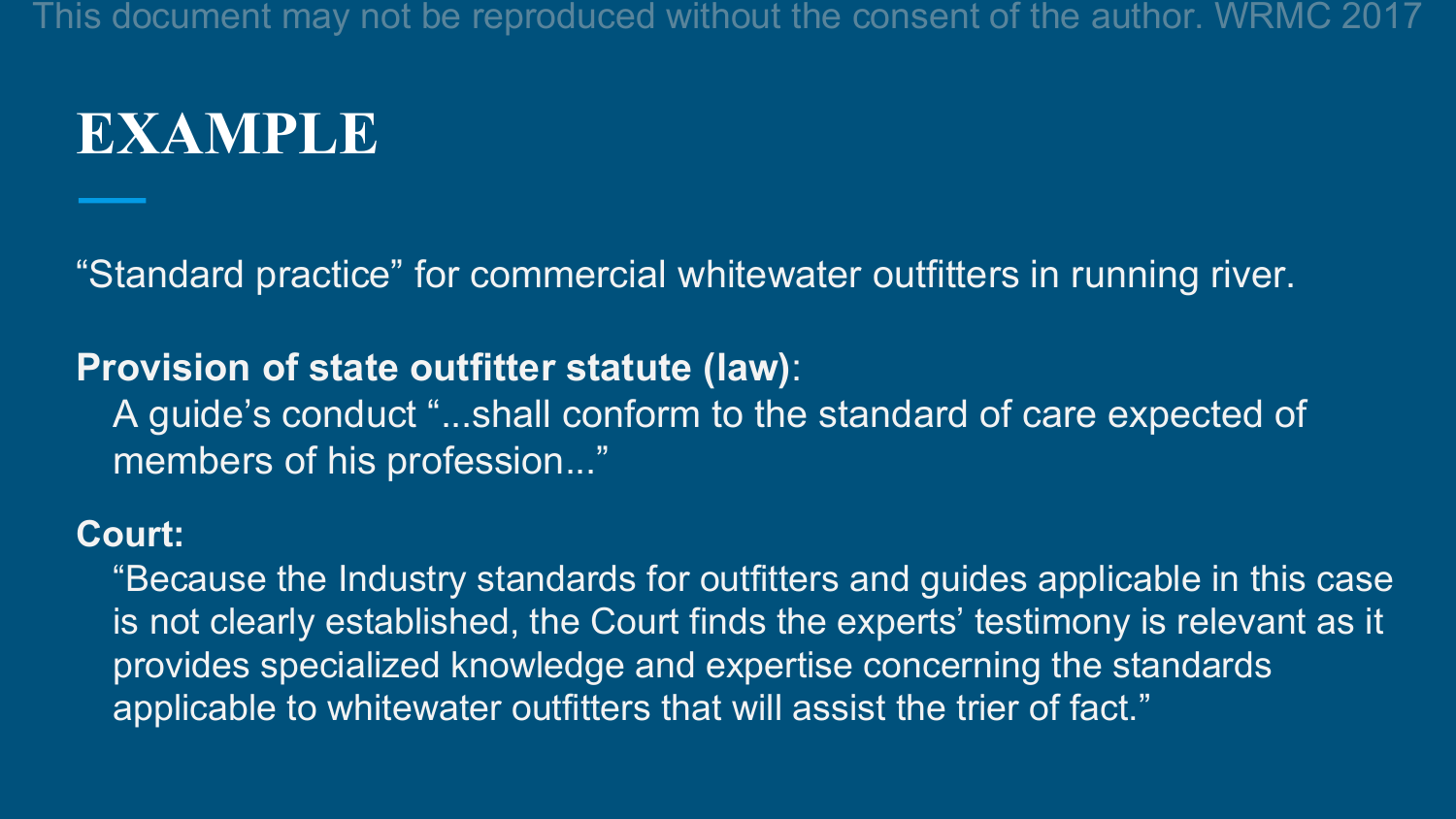# EXAMPLE

"Standard practice" for commercial whitewater outfitters in running river.

**Provision of state outfitter statute (law)**:

A guide's conduct "...shall conform to the standard of care expected of members of his profession..."

**Court:**

"Because the Industry standards for outfitters and guides applicable in this case is not clearly established, the Court finds the experts' testimony is relevant as it provides specialized knowledge and expertise concerning the standards applicable to whitewater outfitters that will assist the trier of fact."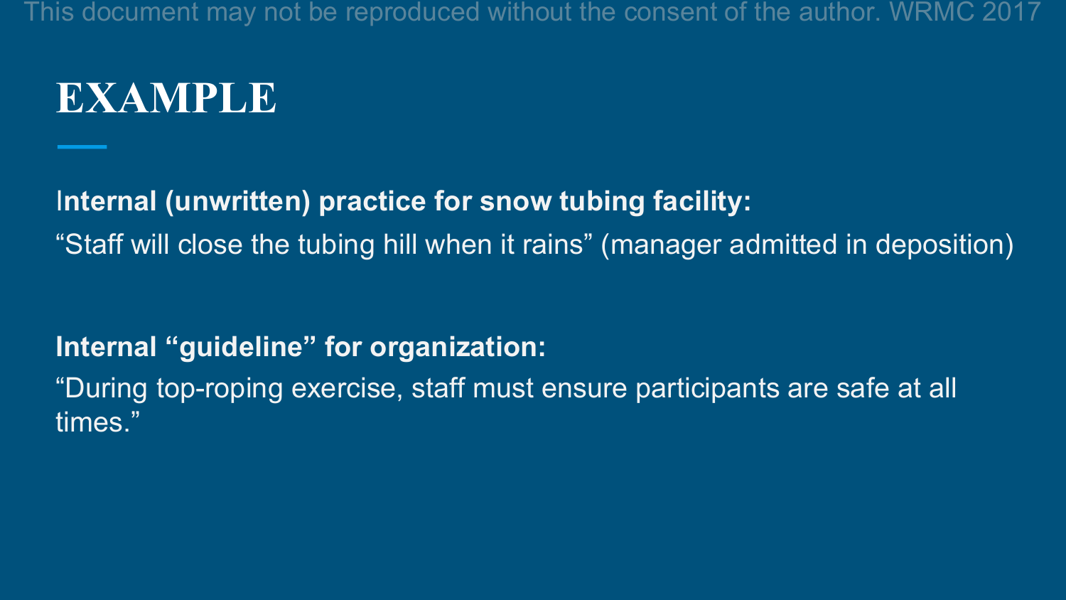# EXAMPLE

**Internal (unwritten) practice for snow tubing facility:**

“Staff will close the tubing hill when it rains” (manager admitted in deposition)

**Internal “guideline” for organization:**

“During top-roping exercise, staff must ensure participants are safe at all times.”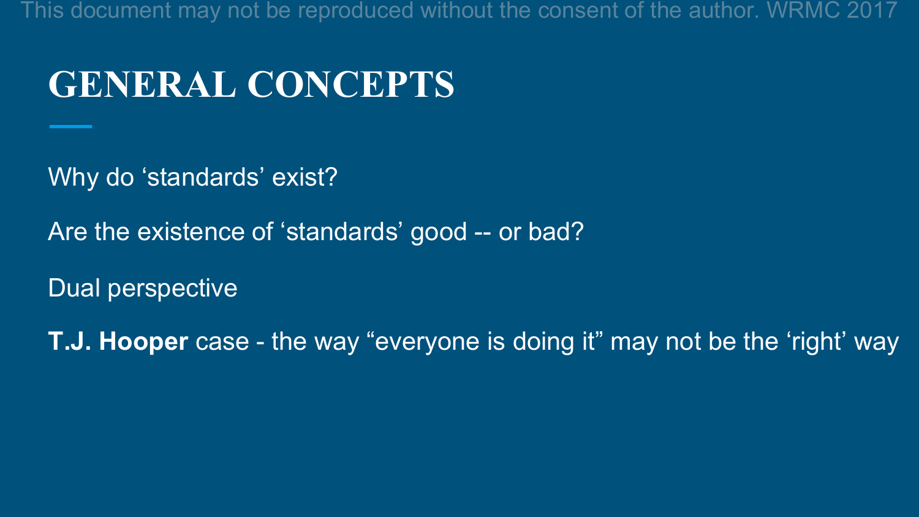# GENERAL CONCEPTS

Why do ‘standards’ exist?

Are the existence of ‘standards’ good -- or bad?

Dual perspective

**T.J. Hooper** case - the way “everyone is doing it” may not be the ‘right’ way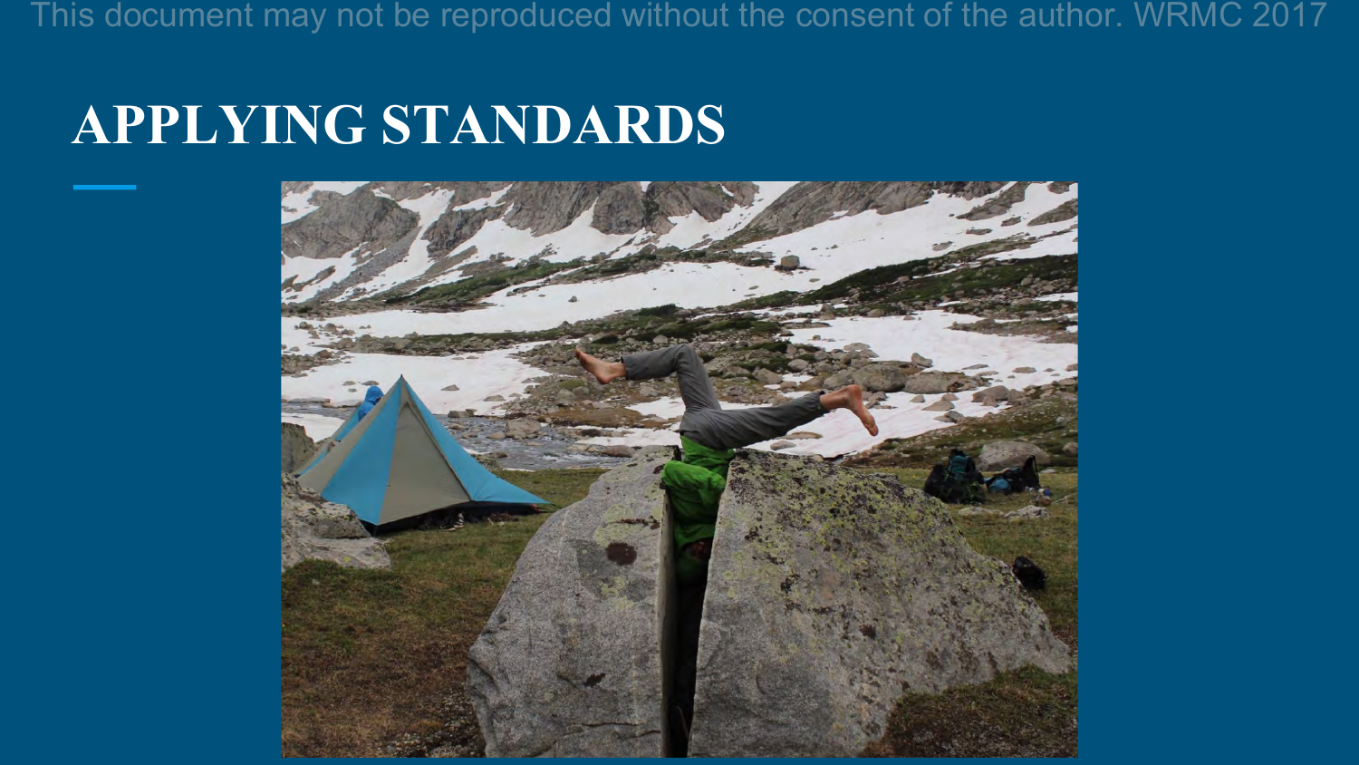# APPLYING STANDARDS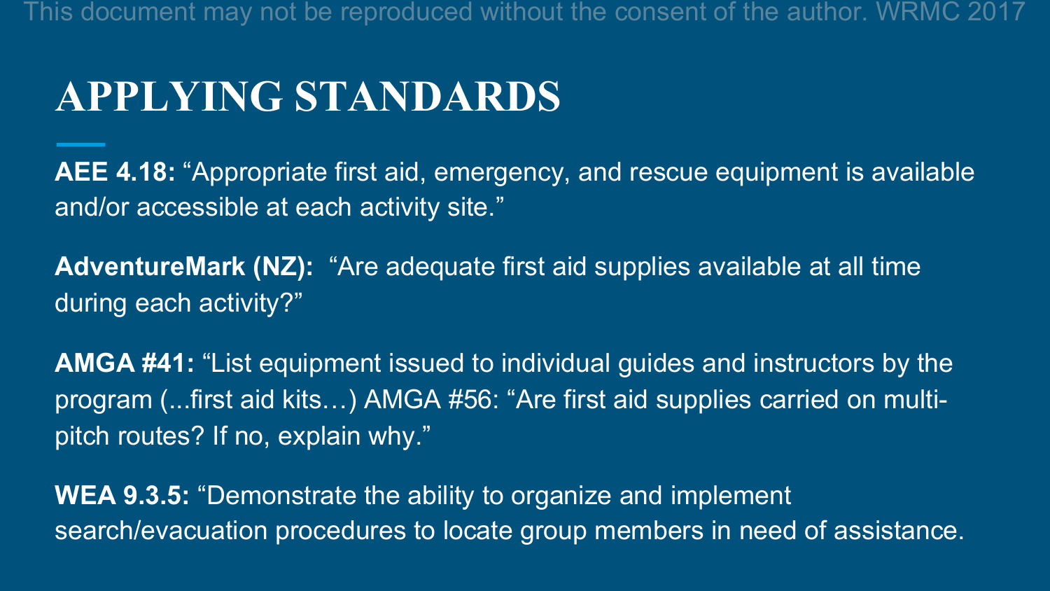# APPLYING STANDARDS

**AEE 4.18:** "Appropriate first aid, emergency, and rescue equipment is available and/or accessible at each activity site."

**AdventureMark (NZ):** "Are adequate first aid supplies available at all time during each activity?"

**AMGA #41:** "List equipment issued to individual guides and instructors by the program (...first aid kits…) AMGA #56: "Are first aid supplies carried on multi-pitch routes? If no, explain why."

**WEA 9.3.5:** "Demonstrate the ability to organize and implement search/evacuation procedures to locate group members in need of assistance.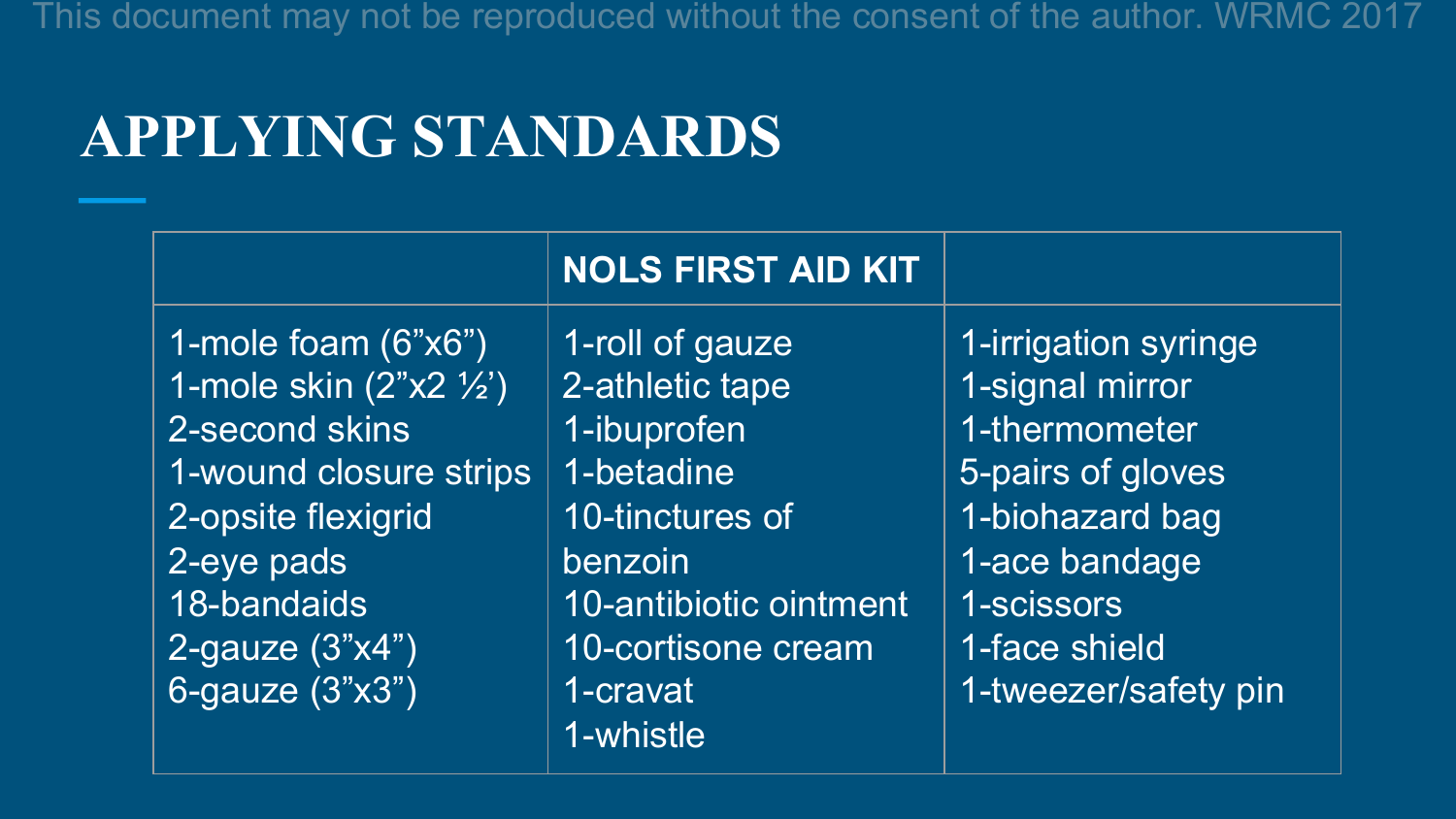# APPLYING STANDARDS

| | NOLS FIRST AID KIT | |
|---|---|---|
| 1-mole foam (6"x6")<br>1-mole skin (2"x2 ½')<br>2-second skins<br>1-wound closure strips<br>2-opsite flexigrid<br>2-eye pads<br>18-bandaids<br>2-gauze (3"x4")<br>6-gauze (3"x3") | 1-roll of gauze<br>2-athletic tape<br>1-ibuprofen<br>1-betadine<br>10-tinctures of benzoin<br>10-antibiotic ointment<br>10-cortisone cream<br>1-cravat<br>1-whistle | 1-irrigation syringe<br>1-signal mirror<br>1-thermometer<br>5-pairs of gloves<br>1-biohazard bag<br>1-ace bandage<br>1-scissors<br>1-face shield<br>1-tweezer/safety pin |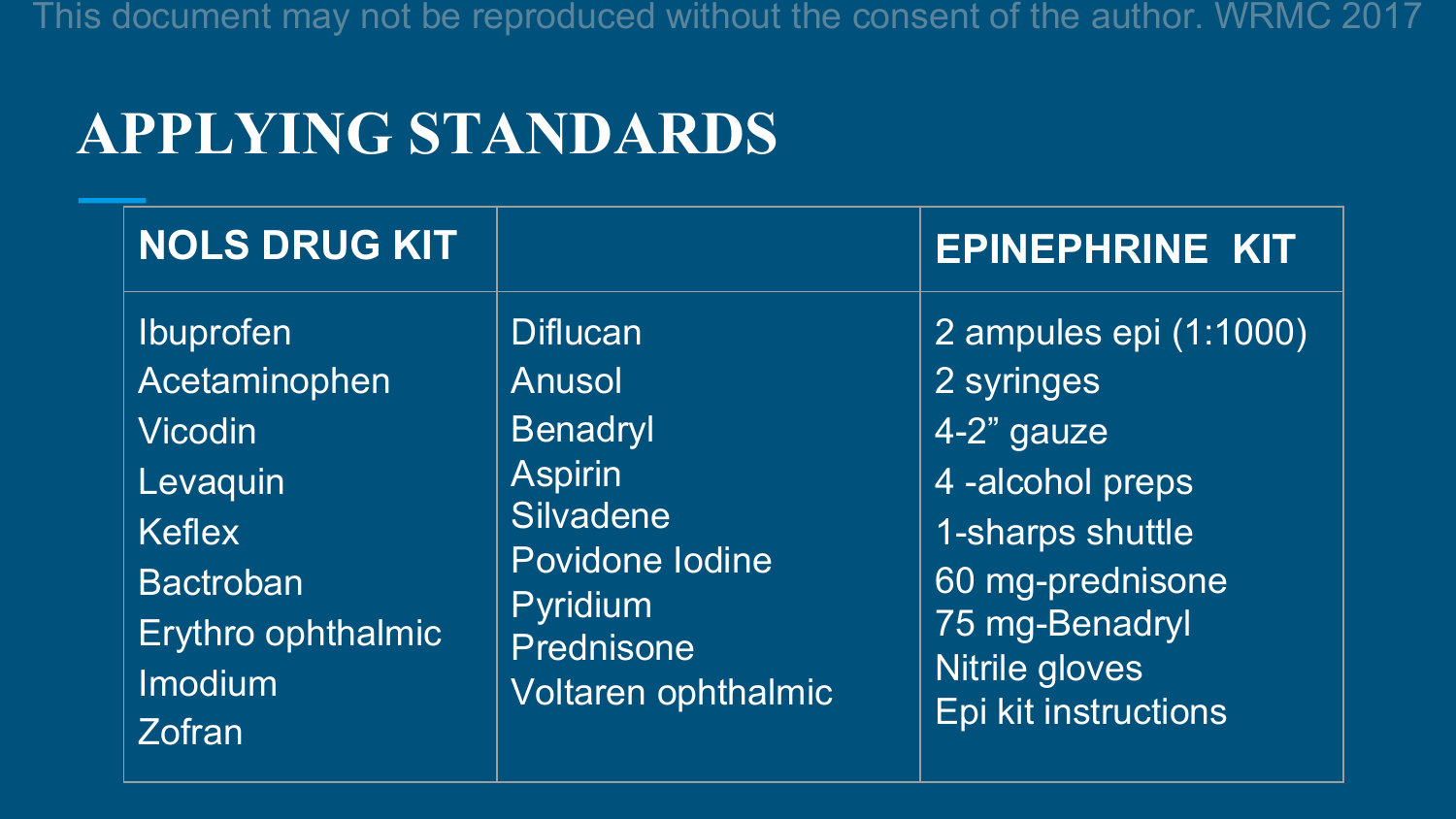# APPLYING STANDARDS

| NOLS DRUG KIT | | EPINEPHRINE KIT |
|---|---|---|
| Ibuprofen<br>Acetaminophen<br>Vicodin<br>Levaquin<br>Keflex<br>Bactroban<br>Erythro ophthalmic<br>Imodium<br>Zofran | Diflucan<br>Anusol<br>Benadryl<br>Aspirin<br>Silvadene<br>Povidone Iodine<br>Pyridium<br>Prednisone<br>Voltaren ophthalmic | 2 ampules epi (1:1000)<br>2 syringes<br>4-2” gauze<br>4 -alcohol preps<br>1-sharps shuttle<br>60 mg-prednisone<br>75 mg-Benadryl<br>Nitrile gloves<br>Epi kit instructions |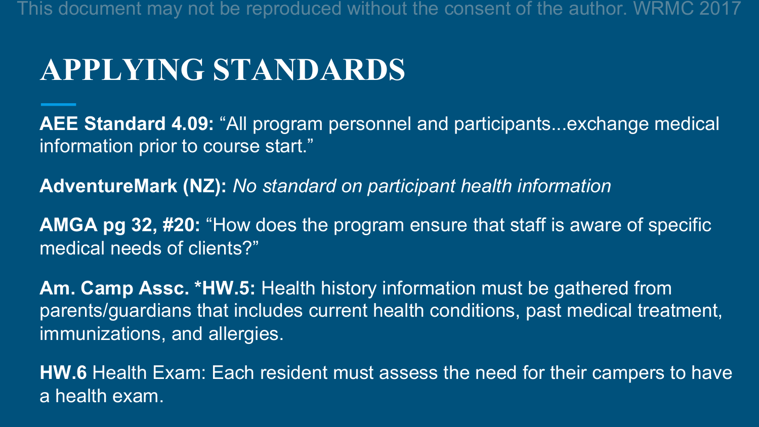# APPLYING STANDARDS

**AEE Standard 4.09:** "All program personnel and participants...exchange medical information prior to course start."

**AdventureMark (NZ):** *No standard on participant health information*

**AMGA pg 32, #20:** "How does the program ensure that staff is aware of specific medical needs of clients?"

**Am. Camp Assc. *HW.5:** Health history information must be gathered from parents/guardians that includes current health conditions, past medical treatment, immunizations, and allergies.

**HW.6** Health Exam: Each resident must assess the need for their campers to have a health exam.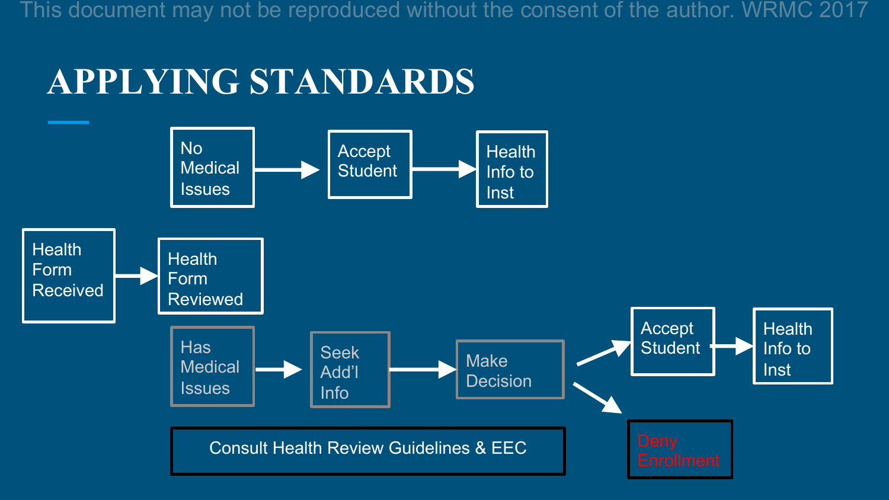# APPLYING STANDARDS

- Health Form Received → Health Form Reviewed
  - No Medical Issues → Accept Student → Health Info to Inst
  - Has Medical Issues → Seek Add'l Info → Make Decision
    - → Accept Student → Health Info to Inst
    - → Deny Enrollment

Consult Health Review Guidelines & EEC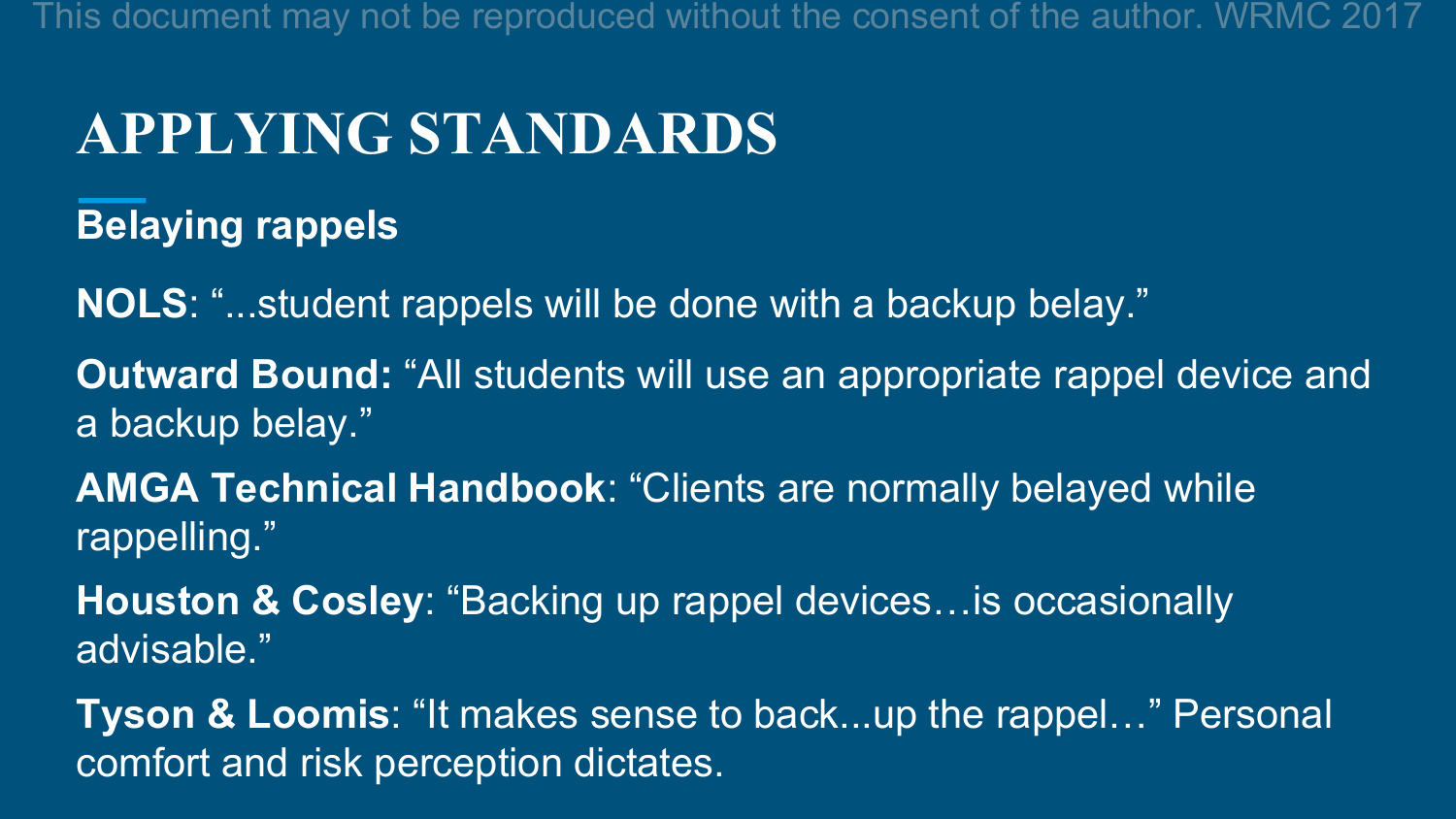# APPLYING STANDARDS

## Belaying rappels

**NOLS**: "...student rappels will be done with a backup belay."

**Outward Bound:** "All students will use an appropriate rappel device and a backup belay."

**AMGA Technical Handbook**: "Clients are normally belayed while rappelling."

**Houston & Cosley**: "Backing up rappel devices…is occasionally advisable."

**Tyson & Loomis**: "It makes sense to back...up the rappel…" Personal comfort and risk perception dictates.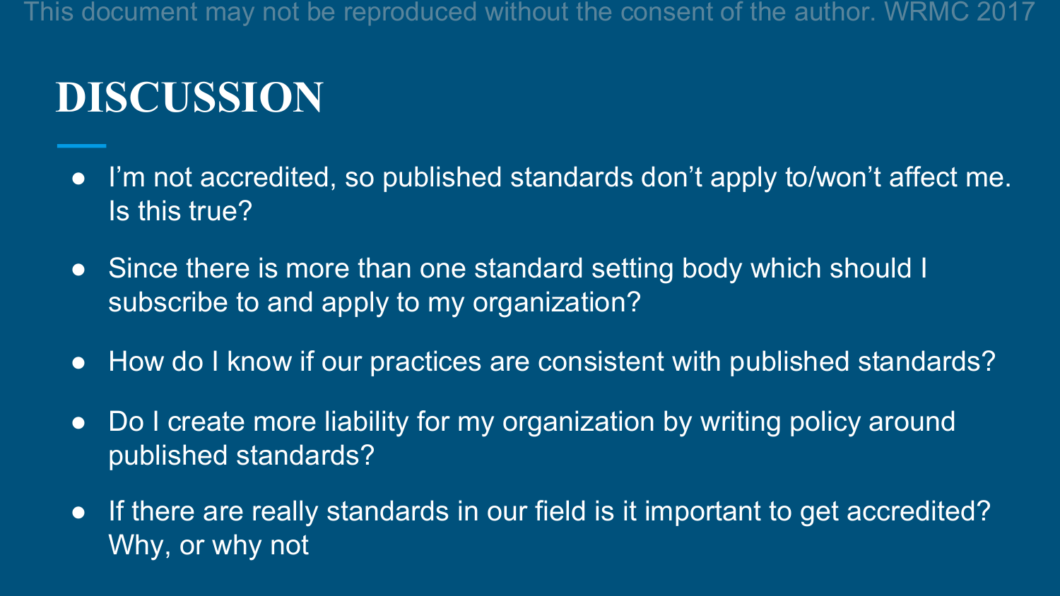# DISCUSSION

- I'm not accredited, so published standards don't apply to/won't affect me. Is this true?
- Since there is more than one standard setting body which should I subscribe to and apply to my organization?
- How do I know if our practices are consistent with published standards?
- Do I create more liability for my organization by writing policy around published standards?
- If there are really standards in our field is it important to get accredited? Why, or why not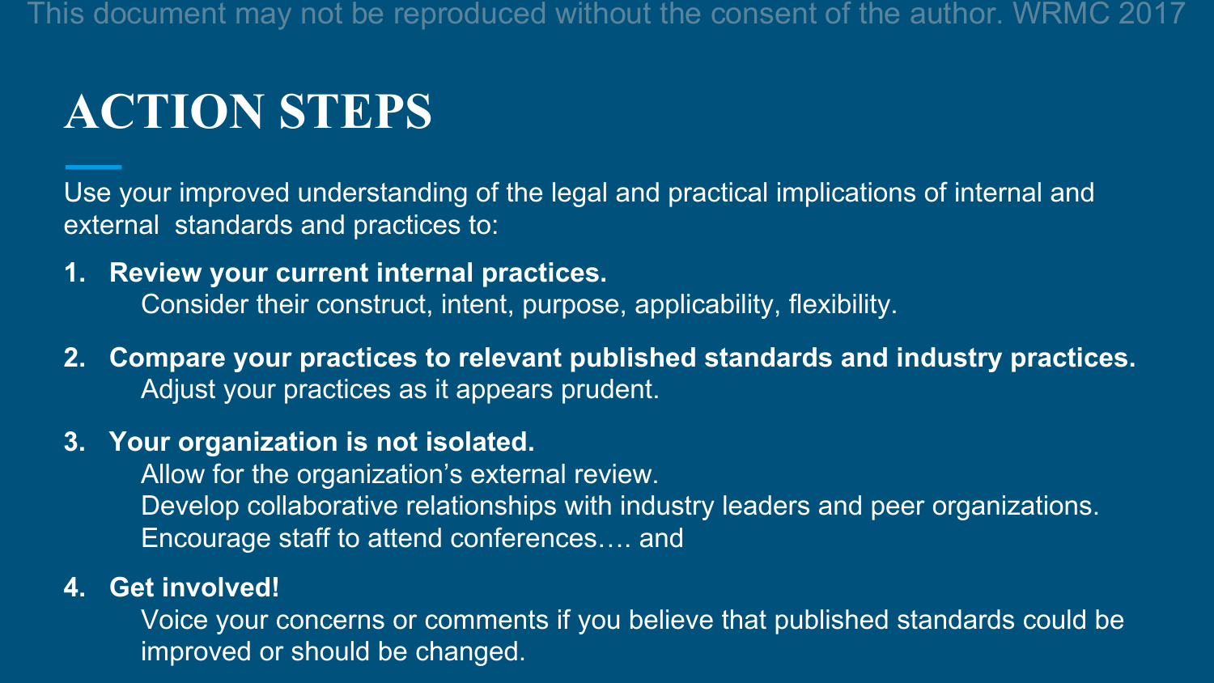# ACTION STEPS

Use your improved understanding of the legal and practical implications of internal and external standards and practices to:

1. **Review your current internal practices.**
   Consider their construct, intent, purpose, applicability, flexibility.

2. **Compare your practices to relevant published standards and industry practices.**
   Adjust your practices as it appears prudent.

3. **Your organization is not isolated.**
   Allow for the organization's external review.
   Develop collaborative relationships with industry leaders and peer organizations.
   Encourage staff to attend conferences…. and

4. **Get involved!**
   Voice your concerns or comments if you believe that published standards could be improved or should be changed.